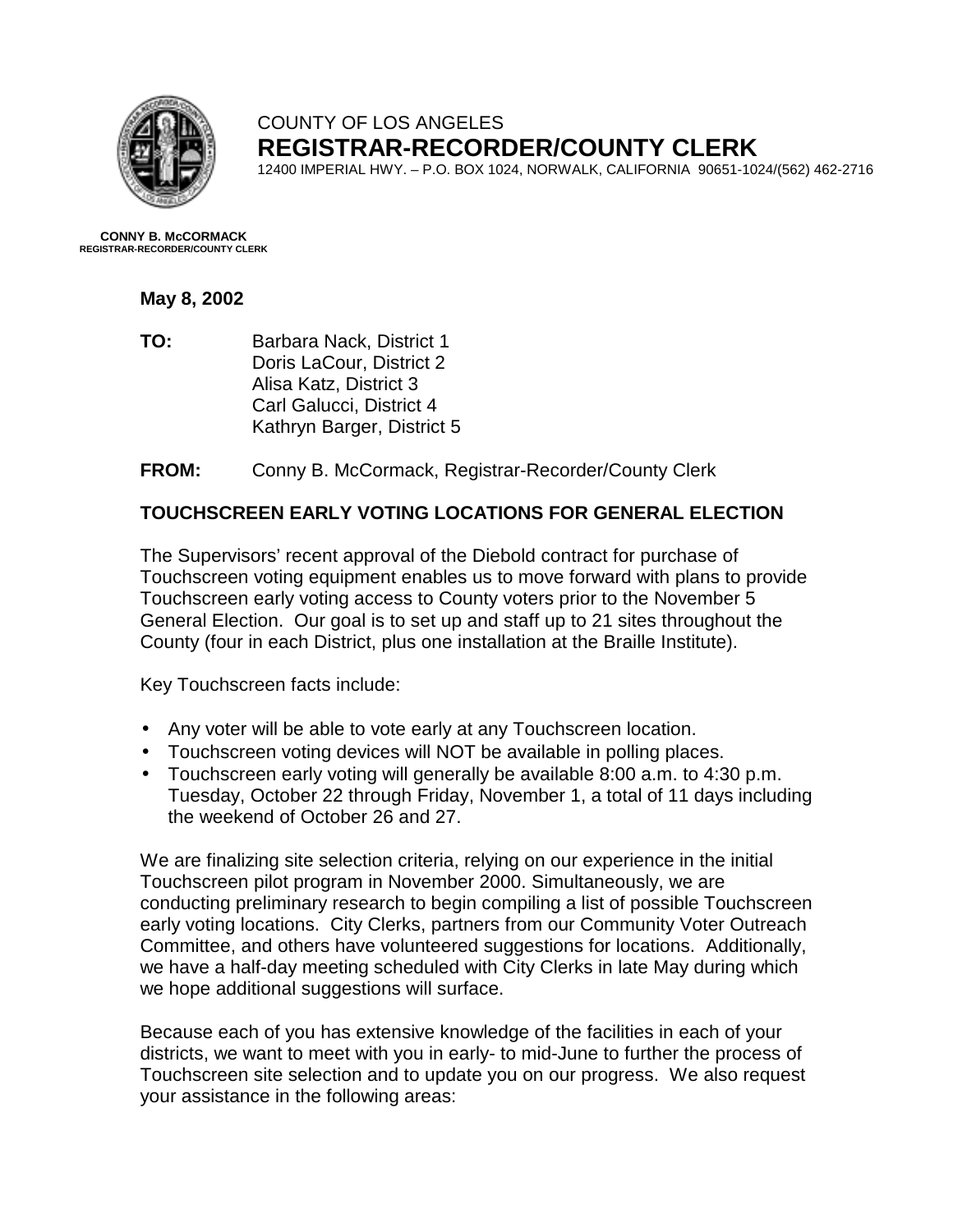COUNTY OF LOS ANGELES

**REGISTRAR-RECORDER/COUNTY CLERK**

12400 IMPERIAL HWY. – P.O. BOX 1024, NORWALK, CALIFORNIA 90651-1024/(562) 462-2716

**CONNY B. McCORMACK**
**REGISTRAR-RECORDER/COUNTY CLERK**

**May 8, 2002**

**TO:** Barbara Nack, District 1
Doris LaCour, District 2
Alisa Katz, District 3
Carl Galucci, District 4
Kathryn Barger, District 5

**FROM:** Conny B. McCormack, Registrar-Recorder/County Clerk

**TOUCHSCREEN EARLY VOTING LOCATIONS FOR GENERAL ELECTION**

The Supervisors' recent approval of the Diebold contract for purchase of Touchscreen voting equipment enables us to move forward with plans to provide Touchscreen early voting access to County voters prior to the November 5 General Election. Our goal is to set up and staff up to 21 sites throughout the County (four in each District, plus one installation at the Braille Institute).

Key Touchscreen facts include:

- Any voter will be able to vote early at any Touchscreen location.
- Touchscreen voting devices will NOT be available in polling places.
- Touchscreen early voting will generally be available 8:00 a.m. to 4:30 p.m. Tuesday, October 22 through Friday, November 1, a total of 11 days including the weekend of October 26 and 27.

We are finalizing site selection criteria, relying on our experience in the initial Touchscreen pilot program in November 2000. Simultaneously, we are conducting preliminary research to begin compiling a list of possible Touchscreen early voting locations. City Clerks, partners from our Community Voter Outreach Committee, and others have volunteered suggestions for locations. Additionally, we have a half-day meeting scheduled with City Clerks in late May during which we hope additional suggestions will surface.

Because each of you has extensive knowledge of the facilities in each of your districts, we want to meet with you in early- to mid-June to further the process of Touchscreen site selection and to update you on our progress. We also request your assistance in the following areas: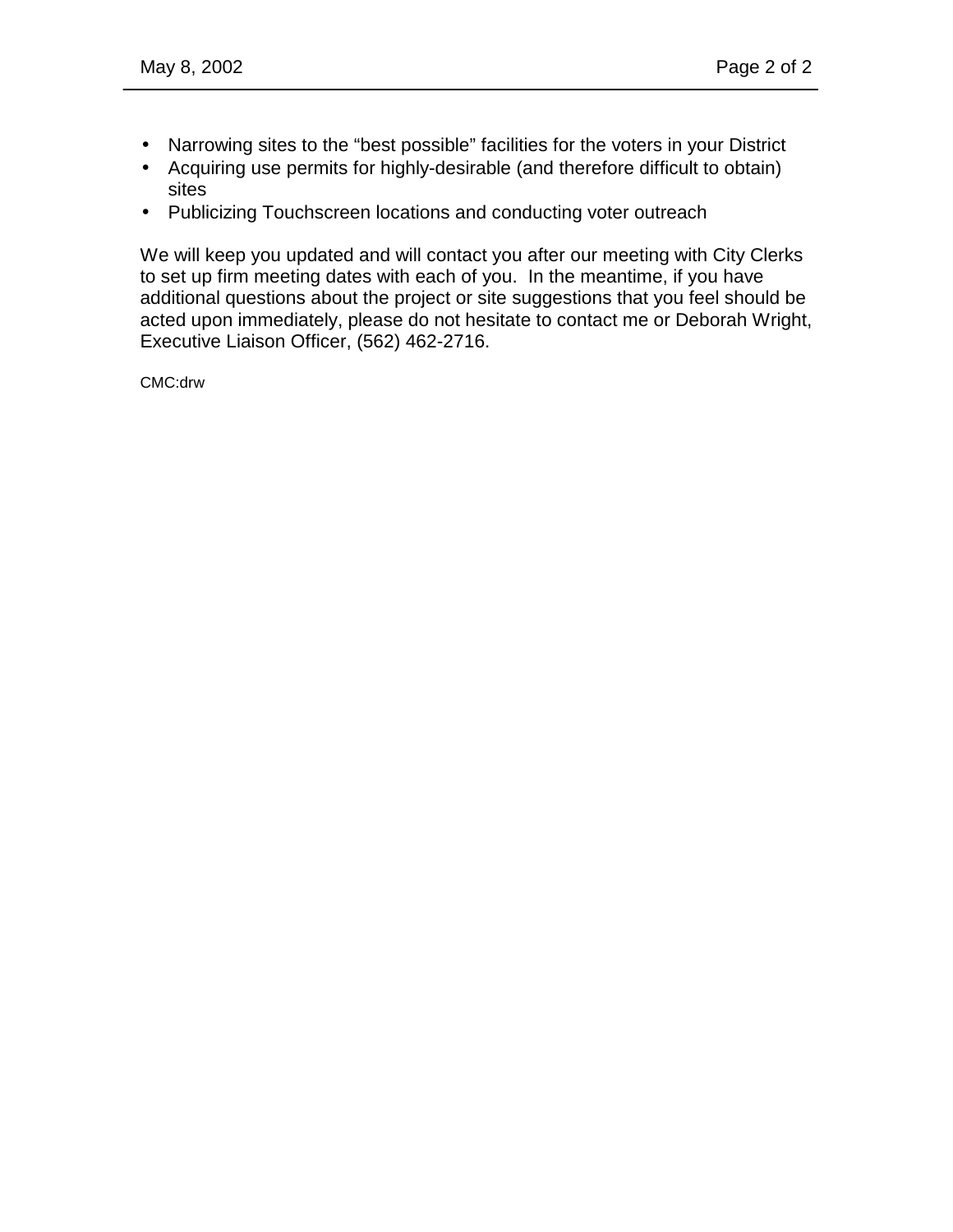- Narrowing sites to the "best possible" facilities for the voters in your District
- Acquiring use permits for highly-desirable (and therefore difficult to obtain) sites
- Publicizing Touchscreen locations and conducting voter outreach

We will keep you updated and will contact you after our meeting with City Clerks to set up firm meeting dates with each of you. In the meantime, if you have additional questions about the project or site suggestions that you feel should be acted upon immediately, please do not hesitate to contact me or Deborah Wright, Executive Liaison Officer, (562) 462-2716.

CMC:drw